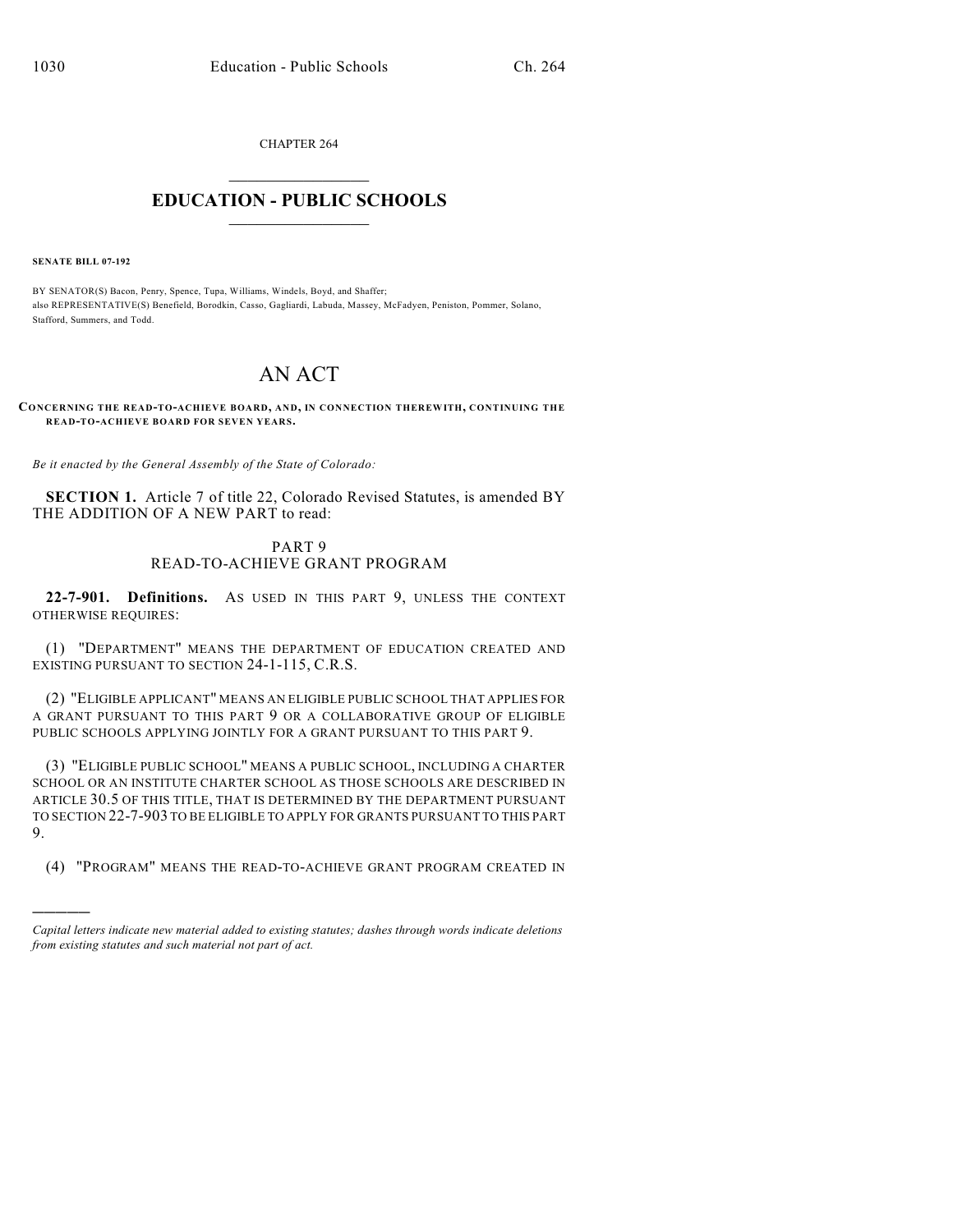CHAPTER 264

# EDUCATION - PUBLIC SCHOOLS

**SENATE BILL 07-192**

BY SENATOR(S) Bacon, Penry, Spence, Tupa, Williams, Windels, Boyd, and Shaffer;
also REPRESENTATIVE(S) Benefield, Borodkin, Casso, Gagliardi, Labuda, Massey, McFadyen, Peniston, Pommer, Solano, Stafford, Summers, and Todd.

# AN ACT

**CONCERNING THE READ-TO-ACHIEVE BOARD, AND, IN CONNECTION THEREWITH, CONTINUING THE READ-TO-ACHIEVE BOARD FOR SEVEN YEARS.**

*Be it enacted by the General Assembly of the State of Colorado:*

**SECTION 1.** Article 7 of title 22, Colorado Revised Statutes, is amended BY THE ADDITION OF A NEW PART to read:

PART 9
READ-TO-ACHIEVE GRANT PROGRAM

**22-7-901. Definitions.** AS USED IN THIS PART 9, UNLESS THE CONTEXT OTHERWISE REQUIRES:

(1) "DEPARTMENT" MEANS THE DEPARTMENT OF EDUCATION CREATED AND EXISTING PURSUANT TO SECTION 24-1-115, C.R.S.

(2) "ELIGIBLE APPLICANT" MEANS AN ELIGIBLE PUBLIC SCHOOL THAT APPLIES FOR A GRANT PURSUANT TO THIS PART 9 OR A COLLABORATIVE GROUP OF ELIGIBLE PUBLIC SCHOOLS APPLYING JOINTLY FOR A GRANT PURSUANT TO THIS PART 9.

(3) "ELIGIBLE PUBLIC SCHOOL" MEANS A PUBLIC SCHOOL, INCLUDING A CHARTER SCHOOL OR AN INSTITUTE CHARTER SCHOOL AS THOSE SCHOOLS ARE DESCRIBED IN ARTICLE 30.5 OF THIS TITLE, THAT IS DETERMINED BY THE DEPARTMENT PURSUANT TO SECTION 22-7-903 TO BE ELIGIBLE TO APPLY FOR GRANTS PURSUANT TO THIS PART 9.

(4) "PROGRAM" MEANS THE READ-TO-ACHIEVE GRANT PROGRAM CREATED IN

---

*Capital letters indicate new material added to existing statutes; dashes through words indicate deletions from existing statutes and such material not part of act.*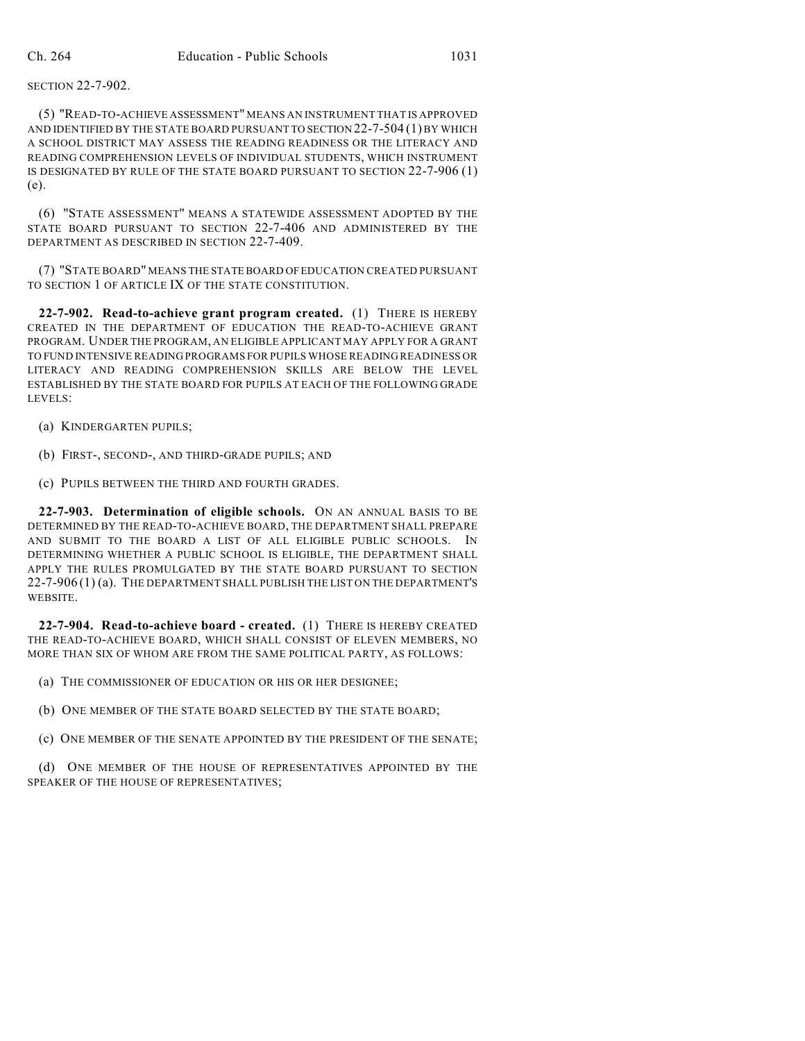SECTION 22-7-902.

(5) "READ-TO-ACHIEVE ASSESSMENT" MEANS AN INSTRUMENT THAT IS APPROVED AND IDENTIFIED BY THE STATE BOARD PURSUANT TO SECTION 22-7-504 (1) BY WHICH A SCHOOL DISTRICT MAY ASSESS THE READING READINESS OR THE LITERACY AND READING COMPREHENSION LEVELS OF INDIVIDUAL STUDENTS, WHICH INSTRUMENT IS DESIGNATED BY RULE OF THE STATE BOARD PURSUANT TO SECTION 22-7-906 (1) (e).

(6) "STATE ASSESSMENT" MEANS A STATEWIDE ASSESSMENT ADOPTED BY THE STATE BOARD PURSUANT TO SECTION 22-7-406 AND ADMINISTERED BY THE DEPARTMENT AS DESCRIBED IN SECTION 22-7-409.

(7) "STATE BOARD" MEANS THE STATE BOARD OF EDUCATION CREATED PURSUANT TO SECTION 1 OF ARTICLE IX OF THE STATE CONSTITUTION.

**22-7-902. Read-to-achieve grant program created.** (1) THERE IS HEREBY CREATED IN THE DEPARTMENT OF EDUCATION THE READ-TO-ACHIEVE GRANT PROGRAM. UNDER THE PROGRAM, AN ELIGIBLE APPLICANT MAY APPLY FOR A GRANT TO FUND INTENSIVE READING PROGRAMS FOR PUPILS WHOSE READING READINESS OR LITERACY AND READING COMPREHENSION SKILLS ARE BELOW THE LEVEL ESTABLISHED BY THE STATE BOARD FOR PUPILS AT EACH OF THE FOLLOWING GRADE LEVELS:

(a) KINDERGARTEN PUPILS;

(b) FIRST-, SECOND-, AND THIRD-GRADE PUPILS; AND

(c) PUPILS BETWEEN THE THIRD AND FOURTH GRADES.

**22-7-903. Determination of eligible schools.** ON AN ANNUAL BASIS TO BE DETERMINED BY THE READ-TO-ACHIEVE BOARD, THE DEPARTMENT SHALL PREPARE AND SUBMIT TO THE BOARD A LIST OF ALL ELIGIBLE PUBLIC SCHOOLS. IN DETERMINING WHETHER A PUBLIC SCHOOL IS ELIGIBLE, THE DEPARTMENT SHALL APPLY THE RULES PROMULGATED BY THE STATE BOARD PURSUANT TO SECTION 22-7-906 (1) (a). THE DEPARTMENT SHALL PUBLISH THE LIST ON THE DEPARTMENT'S WEBSITE.

**22-7-904. Read-to-achieve board - created.** (1) THERE IS HEREBY CREATED THE READ-TO-ACHIEVE BOARD, WHICH SHALL CONSIST OF ELEVEN MEMBERS, NO MORE THAN SIX OF WHOM ARE FROM THE SAME POLITICAL PARTY, AS FOLLOWS:

(a) THE COMMISSIONER OF EDUCATION OR HIS OR HER DESIGNEE;

(b) ONE MEMBER OF THE STATE BOARD SELECTED BY THE STATE BOARD;

(c) ONE MEMBER OF THE SENATE APPOINTED BY THE PRESIDENT OF THE SENATE;

(d) ONE MEMBER OF THE HOUSE OF REPRESENTATIVES APPOINTED BY THE SPEAKER OF THE HOUSE OF REPRESENTATIVES;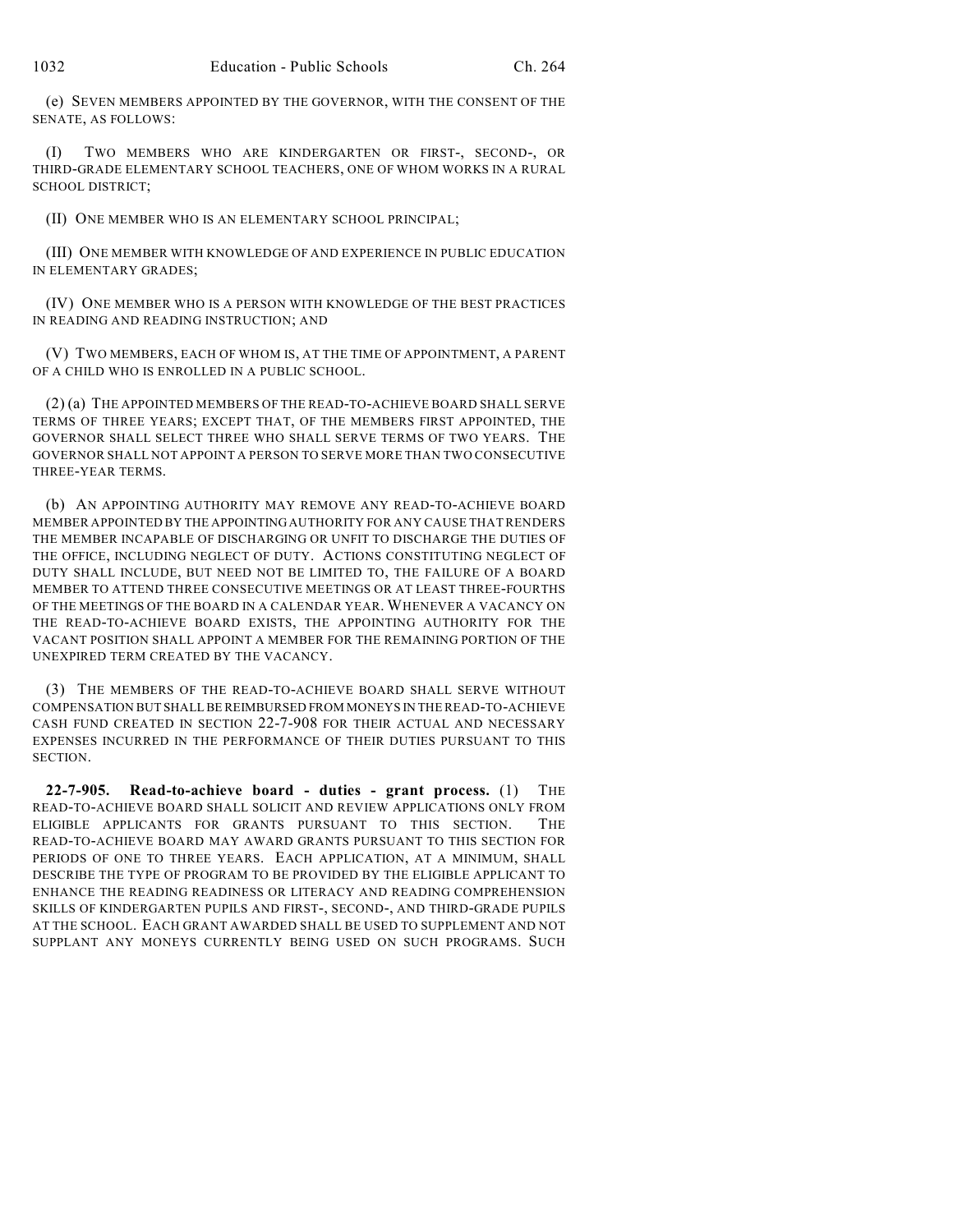(e) SEVEN MEMBERS APPOINTED BY THE GOVERNOR, WITH THE CONSENT OF THE SENATE, AS FOLLOWS:

(I) TWO MEMBERS WHO ARE KINDERGARTEN OR FIRST-, SECOND-, OR THIRD-GRADE ELEMENTARY SCHOOL TEACHERS, ONE OF WHOM WORKS IN A RURAL SCHOOL DISTRICT;

(II) ONE MEMBER WHO IS AN ELEMENTARY SCHOOL PRINCIPAL;

(III) ONE MEMBER WITH KNOWLEDGE OF AND EXPERIENCE IN PUBLIC EDUCATION IN ELEMENTARY GRADES;

(IV) ONE MEMBER WHO IS A PERSON WITH KNOWLEDGE OF THE BEST PRACTICES IN READING AND READING INSTRUCTION; AND

(V) TWO MEMBERS, EACH OF WHOM IS, AT THE TIME OF APPOINTMENT, A PARENT OF A CHILD WHO IS ENROLLED IN A PUBLIC SCHOOL.

(2) (a) THE APPOINTED MEMBERS OF THE READ-TO-ACHIEVE BOARD SHALL SERVE TERMS OF THREE YEARS; EXCEPT THAT, OF THE MEMBERS FIRST APPOINTED, THE GOVERNOR SHALL SELECT THREE WHO SHALL SERVE TERMS OF TWO YEARS. THE GOVERNOR SHALL NOT APPOINT A PERSON TO SERVE MORE THAN TWO CONSECUTIVE THREE-YEAR TERMS.

(b) AN APPOINTING AUTHORITY MAY REMOVE ANY READ-TO-ACHIEVE BOARD MEMBER APPOINTED BY THE APPOINTING AUTHORITY FOR ANY CAUSE THAT RENDERS THE MEMBER INCAPABLE OF DISCHARGING OR UNFIT TO DISCHARGE THE DUTIES OF THE OFFICE, INCLUDING NEGLECT OF DUTY. ACTIONS CONSTITUTING NEGLECT OF DUTY SHALL INCLUDE, BUT NEED NOT BE LIMITED TO, THE FAILURE OF A BOARD MEMBER TO ATTEND THREE CONSECUTIVE MEETINGS OR AT LEAST THREE-FOURTHS OF THE MEETINGS OF THE BOARD IN A CALENDAR YEAR. WHENEVER A VACANCY ON THE READ-TO-ACHIEVE BOARD EXISTS, THE APPOINTING AUTHORITY FOR THE VACANT POSITION SHALL APPOINT A MEMBER FOR THE REMAINING PORTION OF THE UNEXPIRED TERM CREATED BY THE VACANCY.

(3) THE MEMBERS OF THE READ-TO-ACHIEVE BOARD SHALL SERVE WITHOUT COMPENSATION BUT SHALL BE REIMBURSED FROM MONEYS IN THE READ-TO-ACHIEVE CASH FUND CREATED IN SECTION 22-7-908 FOR THEIR ACTUAL AND NECESSARY EXPENSES INCURRED IN THE PERFORMANCE OF THEIR DUTIES PURSUANT TO THIS SECTION.

**22-7-905. Read-to-achieve board - duties - grant process.** (1) THE READ-TO-ACHIEVE BOARD SHALL SOLICIT AND REVIEW APPLICATIONS ONLY FROM ELIGIBLE APPLICANTS FOR GRANTS PURSUANT TO THIS SECTION. THE READ-TO-ACHIEVE BOARD MAY AWARD GRANTS PURSUANT TO THIS SECTION FOR PERIODS OF ONE TO THREE YEARS. EACH APPLICATION, AT A MINIMUM, SHALL DESCRIBE THE TYPE OF PROGRAM TO BE PROVIDED BY THE ELIGIBLE APPLICANT TO ENHANCE THE READING READINESS OR LITERACY AND READING COMPREHENSION SKILLS OF KINDERGARTEN PUPILS AND FIRST-, SECOND-, AND THIRD-GRADE PUPILS AT THE SCHOOL. EACH GRANT AWARDED SHALL BE USED TO SUPPLEMENT AND NOT SUPPLANT ANY MONEYS CURRENTLY BEING USED ON SUCH PROGRAMS. SUCH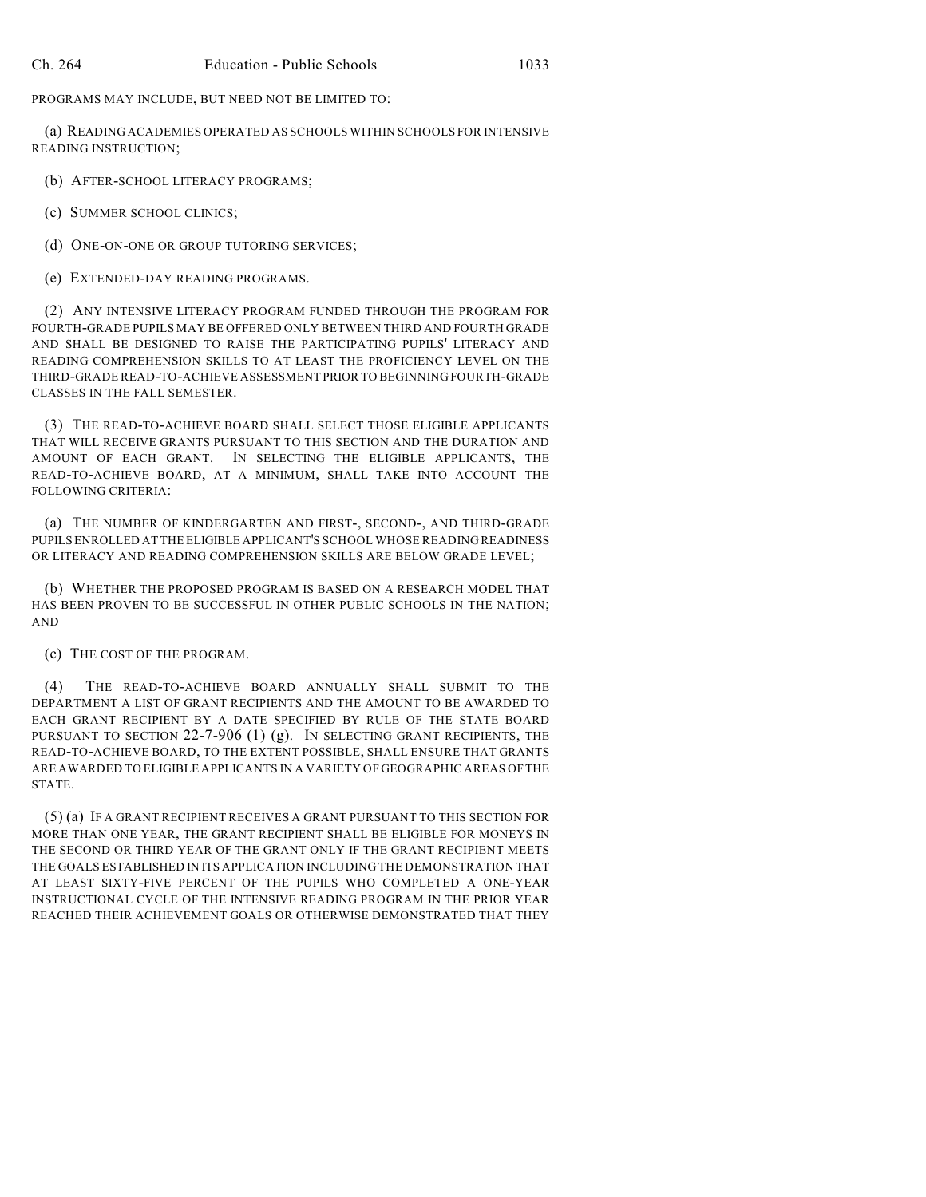PROGRAMS MAY INCLUDE, BUT NEED NOT BE LIMITED TO:

(a) READING ACADEMIES OPERATED AS SCHOOLS WITHIN SCHOOLS FOR INTENSIVE READING INSTRUCTION;

(b) AFTER-SCHOOL LITERACY PROGRAMS;

(c) SUMMER SCHOOL CLINICS;

(d) ONE-ON-ONE OR GROUP TUTORING SERVICES;

(e) EXTENDED-DAY READING PROGRAMS.

(2) ANY INTENSIVE LITERACY PROGRAM FUNDED THROUGH THE PROGRAM FOR FOURTH-GRADE PUPILS MAY BE OFFERED ONLY BETWEEN THIRD AND FOURTH GRADE AND SHALL BE DESIGNED TO RAISE THE PARTICIPATING PUPILS' LITERACY AND READING COMPREHENSION SKILLS TO AT LEAST THE PROFICIENCY LEVEL ON THE THIRD-GRADE READ-TO-ACHIEVE ASSESSMENT PRIOR TO BEGINNING FOURTH-GRADE CLASSES IN THE FALL SEMESTER.

(3) THE READ-TO-ACHIEVE BOARD SHALL SELECT THOSE ELIGIBLE APPLICANTS THAT WILL RECEIVE GRANTS PURSUANT TO THIS SECTION AND THE DURATION AND AMOUNT OF EACH GRANT. IN SELECTING THE ELIGIBLE APPLICANTS, THE READ-TO-ACHIEVE BOARD, AT A MINIMUM, SHALL TAKE INTO ACCOUNT THE FOLLOWING CRITERIA:

(a) THE NUMBER OF KINDERGARTEN AND FIRST-, SECOND-, AND THIRD-GRADE PUPILS ENROLLED AT THE ELIGIBLE APPLICANT'S SCHOOL WHOSE READING READINESS OR LITERACY AND READING COMPREHENSION SKILLS ARE BELOW GRADE LEVEL;

(b) WHETHER THE PROPOSED PROGRAM IS BASED ON A RESEARCH MODEL THAT HAS BEEN PROVEN TO BE SUCCESSFUL IN OTHER PUBLIC SCHOOLS IN THE NATION; AND

(c) THE COST OF THE PROGRAM.

(4) THE READ-TO-ACHIEVE BOARD ANNUALLY SHALL SUBMIT TO THE DEPARTMENT A LIST OF GRANT RECIPIENTS AND THE AMOUNT TO BE AWARDED TO EACH GRANT RECIPIENT BY A DATE SPECIFIED BY RULE OF THE STATE BOARD PURSUANT TO SECTION 22-7-906 (1) (g). IN SELECTING GRANT RECIPIENTS, THE READ-TO-ACHIEVE BOARD, TO THE EXTENT POSSIBLE, SHALL ENSURE THAT GRANTS ARE AWARDED TO ELIGIBLE APPLICANTS IN A VARIETY OF GEOGRAPHIC AREAS OF THE STATE.

(5) (a) IF A GRANT RECIPIENT RECEIVES A GRANT PURSUANT TO THIS SECTION FOR MORE THAN ONE YEAR, THE GRANT RECIPIENT SHALL BE ELIGIBLE FOR MONEYS IN THE SECOND OR THIRD YEAR OF THE GRANT ONLY IF THE GRANT RECIPIENT MEETS THE GOALS ESTABLISHED IN ITS APPLICATION INCLUDING THE DEMONSTRATION THAT AT LEAST SIXTY-FIVE PERCENT OF THE PUPILS WHO COMPLETED A ONE-YEAR INSTRUCTIONAL CYCLE OF THE INTENSIVE READING PROGRAM IN THE PRIOR YEAR REACHED THEIR ACHIEVEMENT GOALS OR OTHERWISE DEMONSTRATED THAT THEY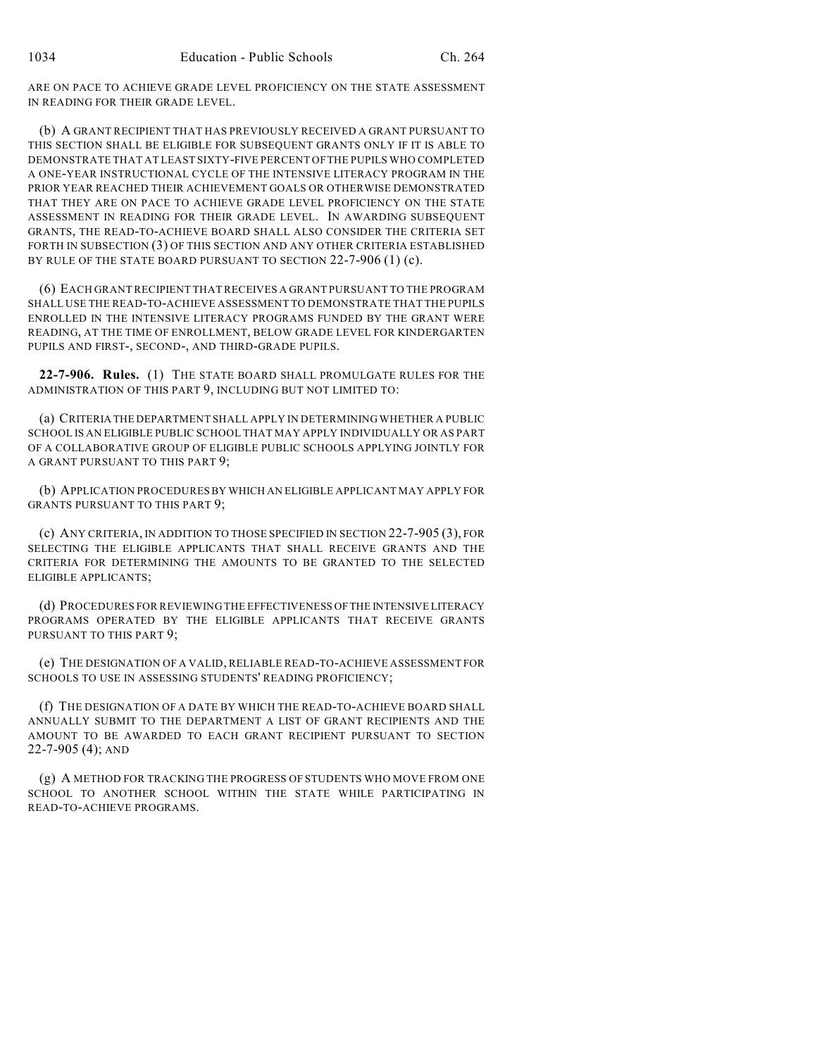ARE ON PACE TO ACHIEVE GRADE LEVEL PROFICIENCY ON THE STATE ASSESSMENT IN READING FOR THEIR GRADE LEVEL.

(b) A GRANT RECIPIENT THAT HAS PREVIOUSLY RECEIVED A GRANT PURSUANT TO THIS SECTION SHALL BE ELIGIBLE FOR SUBSEQUENT GRANTS ONLY IF IT IS ABLE TO DEMONSTRATE THAT AT LEAST SIXTY-FIVE PERCENT OF THE PUPILS WHO COMPLETED A ONE-YEAR INSTRUCTIONAL CYCLE OF THE INTENSIVE LITERACY PROGRAM IN THE PRIOR YEAR REACHED THEIR ACHIEVEMENT GOALS OR OTHERWISE DEMONSTRATED THAT THEY ARE ON PACE TO ACHIEVE GRADE LEVEL PROFICIENCY ON THE STATE ASSESSMENT IN READING FOR THEIR GRADE LEVEL. IN AWARDING SUBSEQUENT GRANTS, THE READ-TO-ACHIEVE BOARD SHALL ALSO CONSIDER THE CRITERIA SET FORTH IN SUBSECTION (3) OF THIS SECTION AND ANY OTHER CRITERIA ESTABLISHED BY RULE OF THE STATE BOARD PURSUANT TO SECTION 22-7-906 (1) (c).

(6) EACH GRANT RECIPIENT THAT RECEIVES A GRANT PURSUANT TO THE PROGRAM SHALL USE THE READ-TO-ACHIEVE ASSESSMENT TO DEMONSTRATE THAT THE PUPILS ENROLLED IN THE INTENSIVE LITERACY PROGRAMS FUNDED BY THE GRANT WERE READING, AT THE TIME OF ENROLLMENT, BELOW GRADE LEVEL FOR KINDERGARTEN PUPILS AND FIRST-, SECOND-, AND THIRD-GRADE PUPILS.

**22-7-906. Rules.** (1) THE STATE BOARD SHALL PROMULGATE RULES FOR THE ADMINISTRATION OF THIS PART 9, INCLUDING BUT NOT LIMITED TO:

(a) CRITERIA THE DEPARTMENT SHALL APPLY IN DETERMINING WHETHER A PUBLIC SCHOOL IS AN ELIGIBLE PUBLIC SCHOOL THAT MAY APPLY INDIVIDUALLY OR AS PART OF A COLLABORATIVE GROUP OF ELIGIBLE PUBLIC SCHOOLS APPLYING JOINTLY FOR A GRANT PURSUANT TO THIS PART 9;

(b) APPLICATION PROCEDURES BY WHICH AN ELIGIBLE APPLICANT MAY APPLY FOR GRANTS PURSUANT TO THIS PART 9;

(c) ANY CRITERIA, IN ADDITION TO THOSE SPECIFIED IN SECTION 22-7-905 (3), FOR SELECTING THE ELIGIBLE APPLICANTS THAT SHALL RECEIVE GRANTS AND THE CRITERIA FOR DETERMINING THE AMOUNTS TO BE GRANTED TO THE SELECTED ELIGIBLE APPLICANTS;

(d) PROCEDURES FOR REVIEWING THE EFFECTIVENESS OF THE INTENSIVE LITERACY PROGRAMS OPERATED BY THE ELIGIBLE APPLICANTS THAT RECEIVE GRANTS PURSUANT TO THIS PART 9;

(e) THE DESIGNATION OF A VALID, RELIABLE READ-TO-ACHIEVE ASSESSMENT FOR SCHOOLS TO USE IN ASSESSING STUDENTS' READING PROFICIENCY;

(f) THE DESIGNATION OF A DATE BY WHICH THE READ-TO-ACHIEVE BOARD SHALL ANNUALLY SUBMIT TO THE DEPARTMENT A LIST OF GRANT RECIPIENTS AND THE AMOUNT TO BE AWARDED TO EACH GRANT RECIPIENT PURSUANT TO SECTION 22-7-905 (4); AND

(g) A METHOD FOR TRACKING THE PROGRESS OF STUDENTS WHO MOVE FROM ONE SCHOOL TO ANOTHER SCHOOL WITHIN THE STATE WHILE PARTICIPATING IN READ-TO-ACHIEVE PROGRAMS.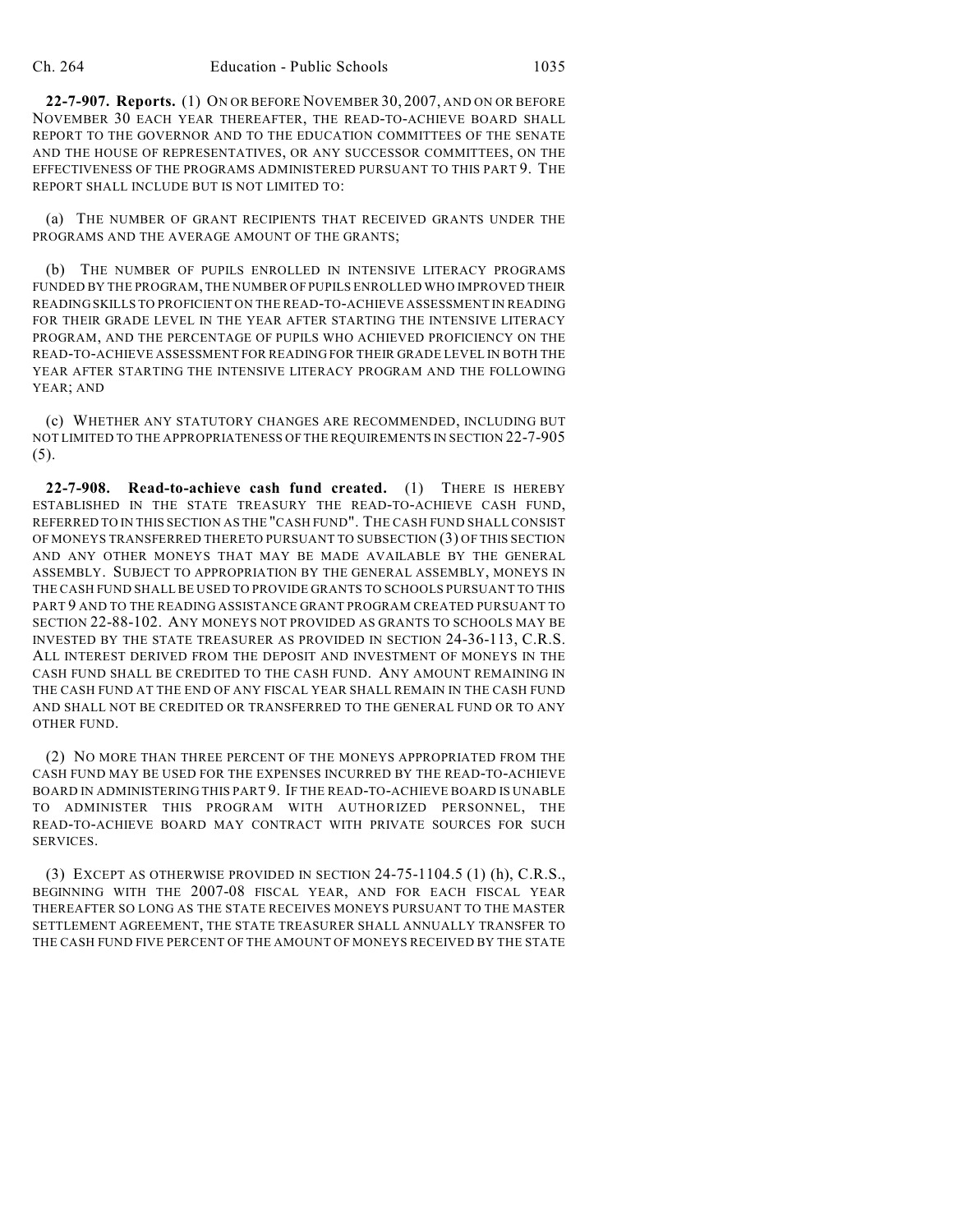**22-7-907. Reports.** (1) ON OR BEFORE NOVEMBER 30, 2007, AND ON OR BEFORE NOVEMBER 30 EACH YEAR THEREAFTER, THE READ-TO-ACHIEVE BOARD SHALL REPORT TO THE GOVERNOR AND TO THE EDUCATION COMMITTEES OF THE SENATE AND THE HOUSE OF REPRESENTATIVES, OR ANY SUCCESSOR COMMITTEES, ON THE EFFECTIVENESS OF THE PROGRAMS ADMINISTERED PURSUANT TO THIS PART 9. THE REPORT SHALL INCLUDE BUT IS NOT LIMITED TO:

(a) THE NUMBER OF GRANT RECIPIENTS THAT RECEIVED GRANTS UNDER THE PROGRAMS AND THE AVERAGE AMOUNT OF THE GRANTS;

(b) THE NUMBER OF PUPILS ENROLLED IN INTENSIVE LITERACY PROGRAMS FUNDED BY THE PROGRAM, THE NUMBER OF PUPILS ENROLLED WHO IMPROVED THEIR READING SKILLS TO PROFICIENT ON THE READ-TO-ACHIEVE ASSESSMENT IN READING FOR THEIR GRADE LEVEL IN THE YEAR AFTER STARTING THE INTENSIVE LITERACY PROGRAM, AND THE PERCENTAGE OF PUPILS WHO ACHIEVED PROFICIENCY ON THE READ-TO-ACHIEVE ASSESSMENT FOR READING FOR THEIR GRADE LEVEL IN BOTH THE YEAR AFTER STARTING THE INTENSIVE LITERACY PROGRAM AND THE FOLLOWING YEAR; AND

(c) WHETHER ANY STATUTORY CHANGES ARE RECOMMENDED, INCLUDING BUT NOT LIMITED TO THE APPROPRIATENESS OF THE REQUIREMENTS IN SECTION 22-7-905 (5).

**22-7-908. Read-to-achieve cash fund created.** (1) THERE IS HEREBY ESTABLISHED IN THE STATE TREASURY THE READ-TO-ACHIEVE CASH FUND, REFERRED TO IN THIS SECTION AS THE "CASH FUND". THE CASH FUND SHALL CONSIST OF MONEYS TRANSFERRED THERETO PURSUANT TO SUBSECTION (3) OF THIS SECTION AND ANY OTHER MONEYS THAT MAY BE MADE AVAILABLE BY THE GENERAL ASSEMBLY. SUBJECT TO APPROPRIATION BY THE GENERAL ASSEMBLY, MONEYS IN THE CASH FUND SHALL BE USED TO PROVIDE GRANTS TO SCHOOLS PURSUANT TO THIS PART 9 AND TO THE READING ASSISTANCE GRANT PROGRAM CREATED PURSUANT TO SECTION 22-88-102. ANY MONEYS NOT PROVIDED AS GRANTS TO SCHOOLS MAY BE INVESTED BY THE STATE TREASURER AS PROVIDED IN SECTION 24-36-113, C.R.S. ALL INTEREST DERIVED FROM THE DEPOSIT AND INVESTMENT OF MONEYS IN THE CASH FUND SHALL BE CREDITED TO THE CASH FUND. ANY AMOUNT REMAINING IN THE CASH FUND AT THE END OF ANY FISCAL YEAR SHALL REMAIN IN THE CASH FUND AND SHALL NOT BE CREDITED OR TRANSFERRED TO THE GENERAL FUND OR TO ANY OTHER FUND.

(2) NO MORE THAN THREE PERCENT OF THE MONEYS APPROPRIATED FROM THE CASH FUND MAY BE USED FOR THE EXPENSES INCURRED BY THE READ-TO-ACHIEVE BOARD IN ADMINISTERING THIS PART 9. IF THE READ-TO-ACHIEVE BOARD IS UNABLE TO ADMINISTER THIS PROGRAM WITH AUTHORIZED PERSONNEL, THE READ-TO-ACHIEVE BOARD MAY CONTRACT WITH PRIVATE SOURCES FOR SUCH SERVICES.

(3) EXCEPT AS OTHERWISE PROVIDED IN SECTION 24-75-1104.5 (1) (h), C.R.S., BEGINNING WITH THE 2007-08 FISCAL YEAR, AND FOR EACH FISCAL YEAR THEREAFTER SO LONG AS THE STATE RECEIVES MONEYS PURSUANT TO THE MASTER SETTLEMENT AGREEMENT, THE STATE TREASURER SHALL ANNUALLY TRANSFER TO THE CASH FUND FIVE PERCENT OF THE AMOUNT OF MONEYS RECEIVED BY THE STATE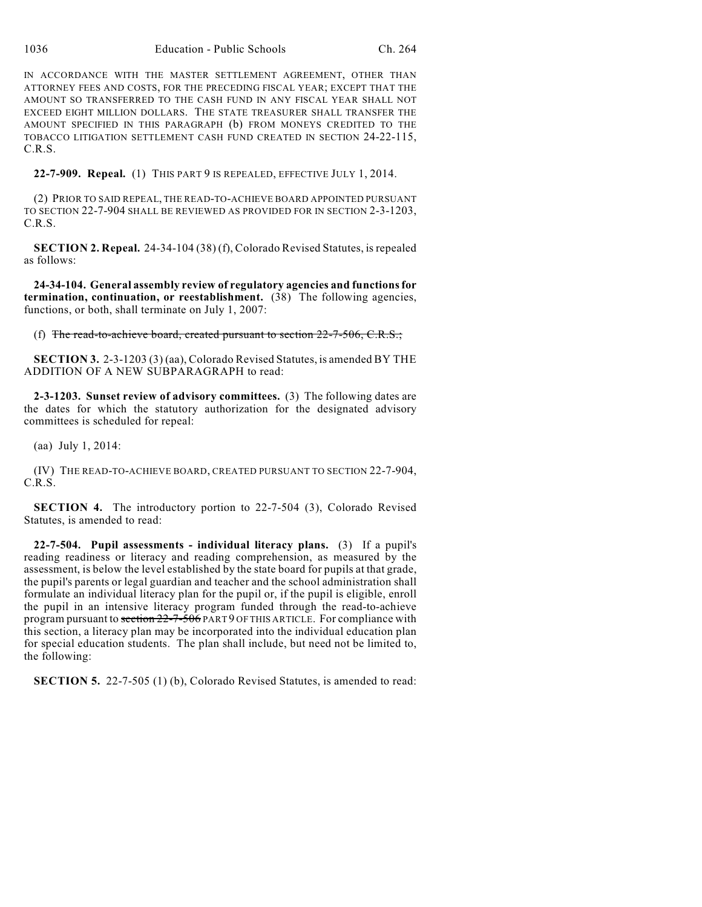IN ACCORDANCE WITH THE MASTER SETTLEMENT AGREEMENT, OTHER THAN ATTORNEY FEES AND COSTS, FOR THE PRECEDING FISCAL YEAR; EXCEPT THAT THE AMOUNT SO TRANSFERRED TO THE CASH FUND IN ANY FISCAL YEAR SHALL NOT EXCEED EIGHT MILLION DOLLARS. THE STATE TREASURER SHALL TRANSFER THE AMOUNT SPECIFIED IN THIS PARAGRAPH (b) FROM MONEYS CREDITED TO THE TOBACCO LITIGATION SETTLEMENT CASH FUND CREATED IN SECTION 24-22-115, C.R.S.

**22-7-909. Repeal.** (1) THIS PART 9 IS REPEALED, EFFECTIVE JULY 1, 2014.

(2) PRIOR TO SAID REPEAL, THE READ-TO-ACHIEVE BOARD APPOINTED PURSUANT TO SECTION 22-7-904 SHALL BE REVIEWED AS PROVIDED FOR IN SECTION 2-3-1203, C.R.S.

**SECTION 2. Repeal.** 24-34-104 (38) (f), Colorado Revised Statutes, is repealed as follows:

**24-34-104. General assembly review of regulatory agencies and functions for termination, continuation, or reestablishment.** (38) The following agencies, functions, or both, shall terminate on July 1, 2007:

(f) ~~The read-to-achieve board, created pursuant to section 22-7-506, C.R.S.;~~

**SECTION 3.** 2-3-1203 (3) (aa), Colorado Revised Statutes, is amended BY THE ADDITION OF A NEW SUBPARAGRAPH to read:

**2-3-1203. Sunset review of advisory committees.** (3) The following dates are the dates for which the statutory authorization for the designated advisory committees is scheduled for repeal:

(aa) July 1, 2014:

(IV) THE READ-TO-ACHIEVE BOARD, CREATED PURSUANT TO SECTION 22-7-904, C.R.S.

**SECTION 4.** The introductory portion to 22-7-504 (3), Colorado Revised Statutes, is amended to read:

**22-7-504. Pupil assessments - individual literacy plans.** (3) If a pupil's reading readiness or literacy and reading comprehension, as measured by the assessment, is below the level established by the state board for pupils at that grade, the pupil's parents or legal guardian and teacher and the school administration shall formulate an individual literacy plan for the pupil or, if the pupil is eligible, enroll the pupil in an intensive literacy program funded through the read-to-achieve program pursuant to ~~section 22-7-506~~ PART 9 OF THIS ARTICLE. For compliance with this section, a literacy plan may be incorporated into the individual education plan for special education students. The plan shall include, but need not be limited to, the following:

**SECTION 5.** 22-7-505 (1) (b), Colorado Revised Statutes, is amended to read: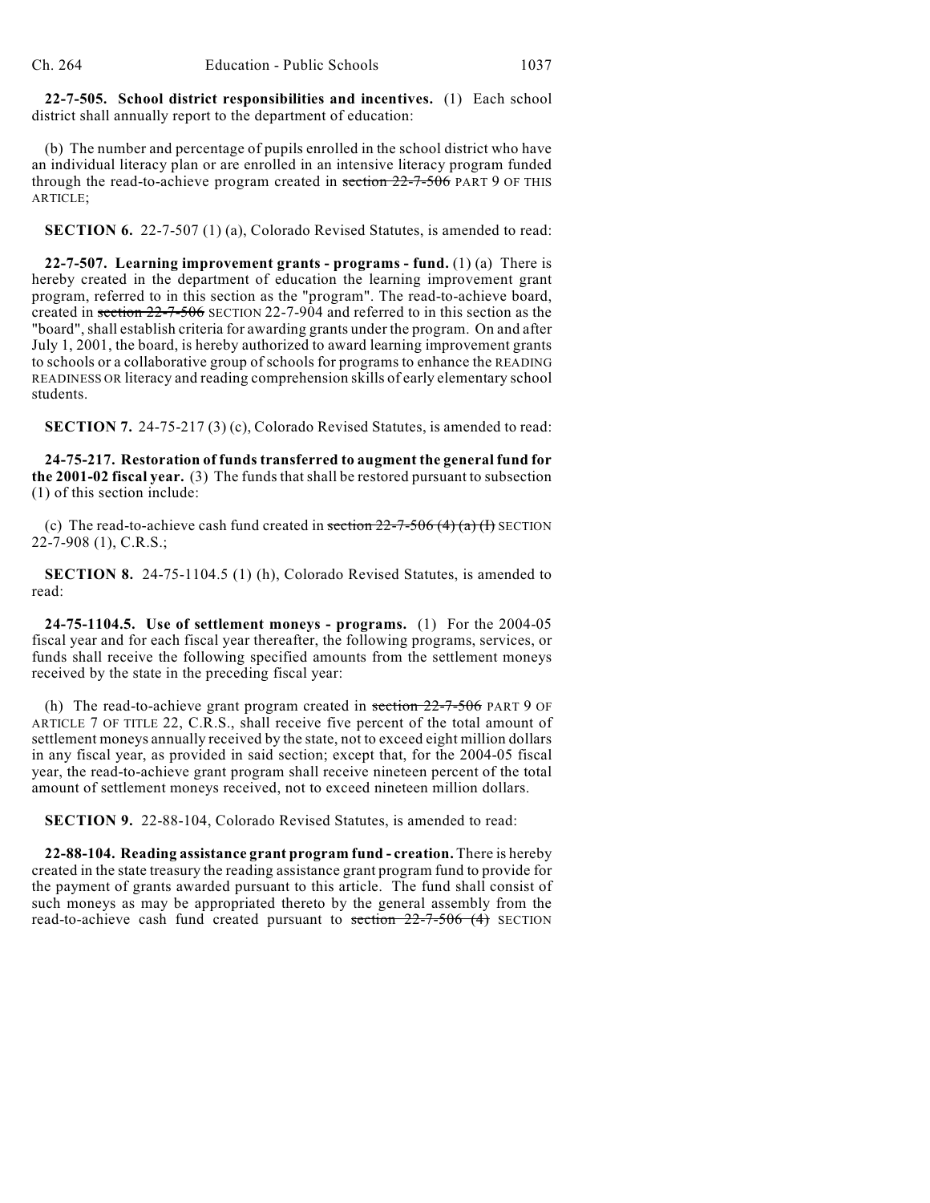**22-7-505. School district responsibilities and incentives.** (1) Each school district shall annually report to the department of education:

(b) The number and percentage of pupils enrolled in the school district who have an individual literacy plan or are enrolled in an intensive literacy program funded through the read-to-achieve program created in ~~section 22-7-506~~ PART 9 OF THIS ARTICLE;

**SECTION 6.** 22-7-507 (1) (a), Colorado Revised Statutes, is amended to read:

**22-7-507. Learning improvement grants - programs - fund.** (1) (a) There is hereby created in the department of education the learning improvement grant program, referred to in this section as the "program". The read-to-achieve board, created in ~~section 22-7-506~~ SECTION 22-7-904 and referred to in this section as the "board", shall establish criteria for awarding grants under the program. On and after July 1, 2001, the board, is hereby authorized to award learning improvement grants to schools or a collaborative group of schools for programs to enhance the READING READINESS OR literacy and reading comprehension skills of early elementary school students.

**SECTION 7.** 24-75-217 (3) (c), Colorado Revised Statutes, is amended to read:

**24-75-217. Restoration of funds transferred to augment the general fund for the 2001-02 fiscal year.** (3) The funds that shall be restored pursuant to subsection (1) of this section include:

(c) The read-to-achieve cash fund created in ~~section 22-7-506 (4) (a) (I)~~ SECTION 22-7-908 (1), C.R.S.;

**SECTION 8.** 24-75-1104.5 (1) (h), Colorado Revised Statutes, is amended to read:

**24-75-1104.5. Use of settlement moneys - programs.** (1) For the 2004-05 fiscal year and for each fiscal year thereafter, the following programs, services, or funds shall receive the following specified amounts from the settlement moneys received by the state in the preceding fiscal year:

(h) The read-to-achieve grant program created in ~~section 22-7-506~~ PART 9 OF ARTICLE 7 OF TITLE 22, C.R.S., shall receive five percent of the total amount of settlement moneys annually received by the state, not to exceed eight million dollars in any fiscal year, as provided in said section; except that, for the 2004-05 fiscal year, the read-to-achieve grant program shall receive nineteen percent of the total amount of settlement moneys received, not to exceed nineteen million dollars.

**SECTION 9.** 22-88-104, Colorado Revised Statutes, is amended to read:

**22-88-104. Reading assistance grant program fund - creation.** There is hereby created in the state treasury the reading assistance grant program fund to provide for the payment of grants awarded pursuant to this article. The fund shall consist of such moneys as may be appropriated thereto by the general assembly from the read-to-achieve cash fund created pursuant to ~~section 22-7-506 (4)~~ SECTION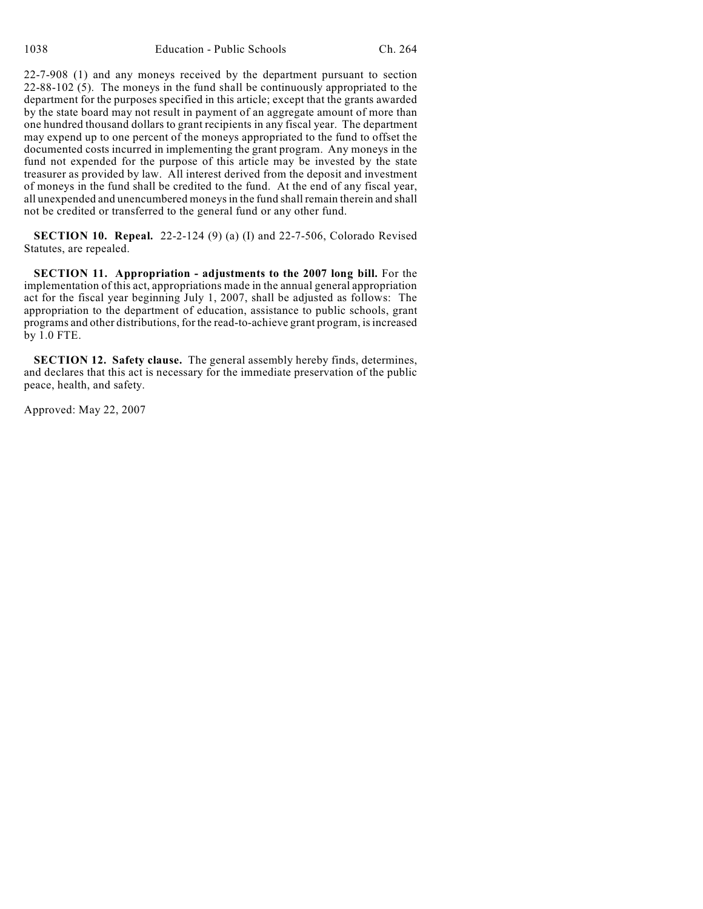22-7-908 (1) and any moneys received by the department pursuant to section 22-88-102 (5). The moneys in the fund shall be continuously appropriated to the department for the purposes specified in this article; except that the grants awarded by the state board may not result in payment of an aggregate amount of more than one hundred thousand dollars to grant recipients in any fiscal year. The department may expend up to one percent of the moneys appropriated to the fund to offset the documented costs incurred in implementing the grant program. Any moneys in the fund not expended for the purpose of this article may be invested by the state treasurer as provided by law. All interest derived from the deposit and investment of moneys in the fund shall be credited to the fund. At the end of any fiscal year, all unexpended and unencumbered moneys in the fund shall remain therein and shall not be credited or transferred to the general fund or any other fund.

**SECTION 10. Repeal.** 22-2-124 (9) (a) (I) and 22-7-506, Colorado Revised Statutes, are repealed.

**SECTION 11. Appropriation - adjustments to the 2007 long bill.** For the implementation of this act, appropriations made in the annual general appropriation act for the fiscal year beginning July 1, 2007, shall be adjusted as follows: The appropriation to the department of education, assistance to public schools, grant programs and other distributions, for the read-to-achieve grant program, is increased by 1.0 FTE.

**SECTION 12. Safety clause.** The general assembly hereby finds, determines, and declares that this act is necessary for the immediate preservation of the public peace, health, and safety.

Approved: May 22, 2007